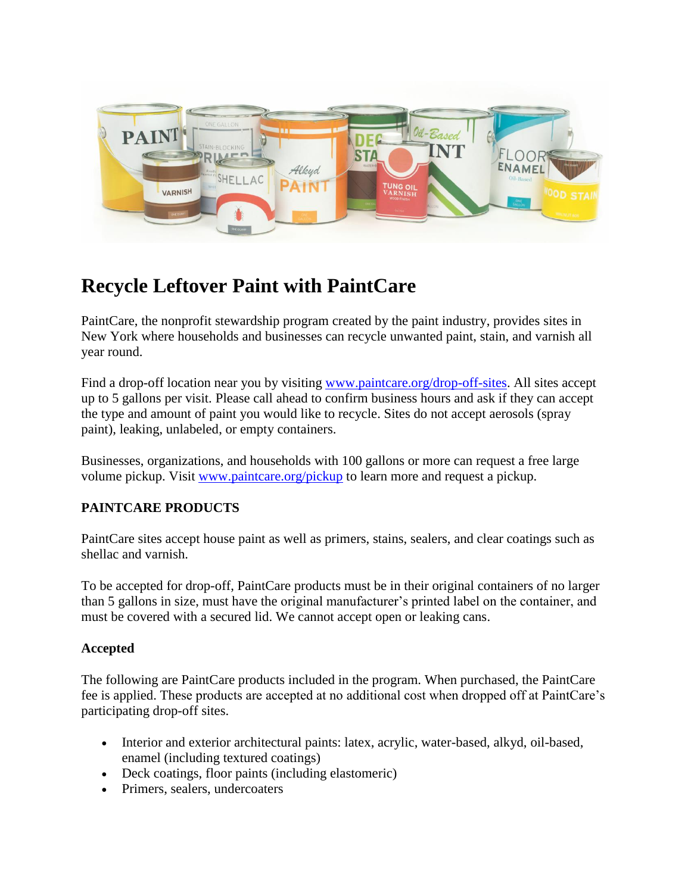# Recycle Leftover Paint with PaintCare

PaintCare, the nonprofit stewardship program created by the paint industry, provides sites in New York where households and businesses can recycle unwanted paint, stain, and varnish all year round.

Find a drop-off location near you by visiting [www.paintcare.org/drop-off-sites](www.paintcare.org/drop-off-sites). All sites accept up to 5 gallons per visit. Please call ahead to confirm business hours and ask if they can accept the type and amount of paint you would like to recycle. Sites do not accept aerosols (spray paint), leaking, unlabeled, or empty containers.

Businesses, organizations, and households with 100 gallons or more can request a free large volume pickup. Visit [www.paintcare.org/pickup](www.paintcare.org/pickup) to learn more and request a pickup.

**PAINTCARE PRODUCTS**

PaintCare sites accept house paint as well as primers, stains, sealers, and clear coatings such as shellac and varnish.

To be accepted for drop-off, PaintCare products must be in their original containers of no larger than 5 gallons in size, must have the original manufacturer's printed label on the container, and must be covered with a secured lid. We cannot accept open or leaking cans.

**Accepted**

The following are PaintCare products included in the program. When purchased, the PaintCare fee is applied. These products are accepted at no additional cost when dropped off at PaintCare's participating drop-off sites.

- Interior and exterior architectural paints: latex, acrylic, water-based, alkyd, oil-based, enamel (including textured coatings)
- Deck coatings, floor paints (including elastomeric)
- Primers, sealers, undercoaters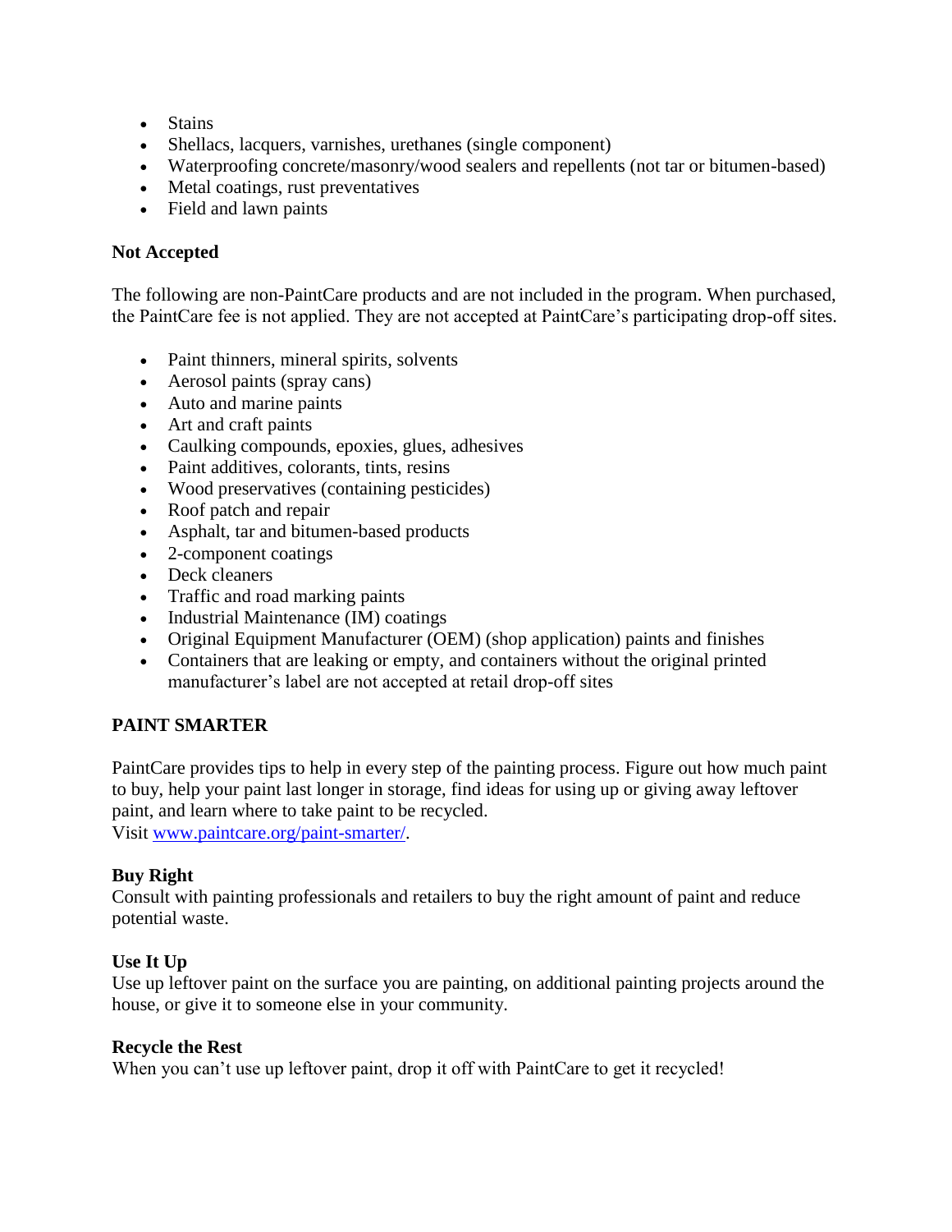- Stains
- Shellacs, lacquers, varnishes, urethanes (single component)
- Waterproofing concrete/masonry/wood sealers and repellents (not tar or bitumen-based)
- Metal coatings, rust preventatives
- Field and lawn paints

**Not Accepted**

The following are non-PaintCare products and are not included in the program. When purchased, the PaintCare fee is not applied. They are not accepted at PaintCare's participating drop-off sites.

- Paint thinners, mineral spirits, solvents
- Aerosol paints (spray cans)
- Auto and marine paints
- Art and craft paints
- Caulking compounds, epoxies, glues, adhesives
- Paint additives, colorants, tints, resins
- Wood preservatives (containing pesticides)
- Roof patch and repair
- Asphalt, tar and bitumen-based products
- 2-component coatings
- Deck cleaners
- Traffic and road marking paints
- Industrial Maintenance (IM) coatings
- Original Equipment Manufacturer (OEM) (shop application) paints and finishes
- Containers that are leaking or empty, and containers without the original printed manufacturer's label are not accepted at retail drop-off sites

## PAINT SMARTER

PaintCare provides tips to help in every step of the painting process. Figure out how much paint to buy, help your paint last longer in storage, find ideas for using up or giving away leftover paint, and learn where to take paint to be recycled.
Visit [www.paintcare.org/paint-smarter/](www.paintcare.org/paint-smarter/).

**Buy Right**
Consult with painting professionals and retailers to buy the right amount of paint and reduce potential waste.

**Use It Up**
Use up leftover paint on the surface you are painting, on additional painting projects around the house, or give it to someone else in your community.

**Recycle the Rest**
When you can't use up leftover paint, drop it off with PaintCare to get it recycled!